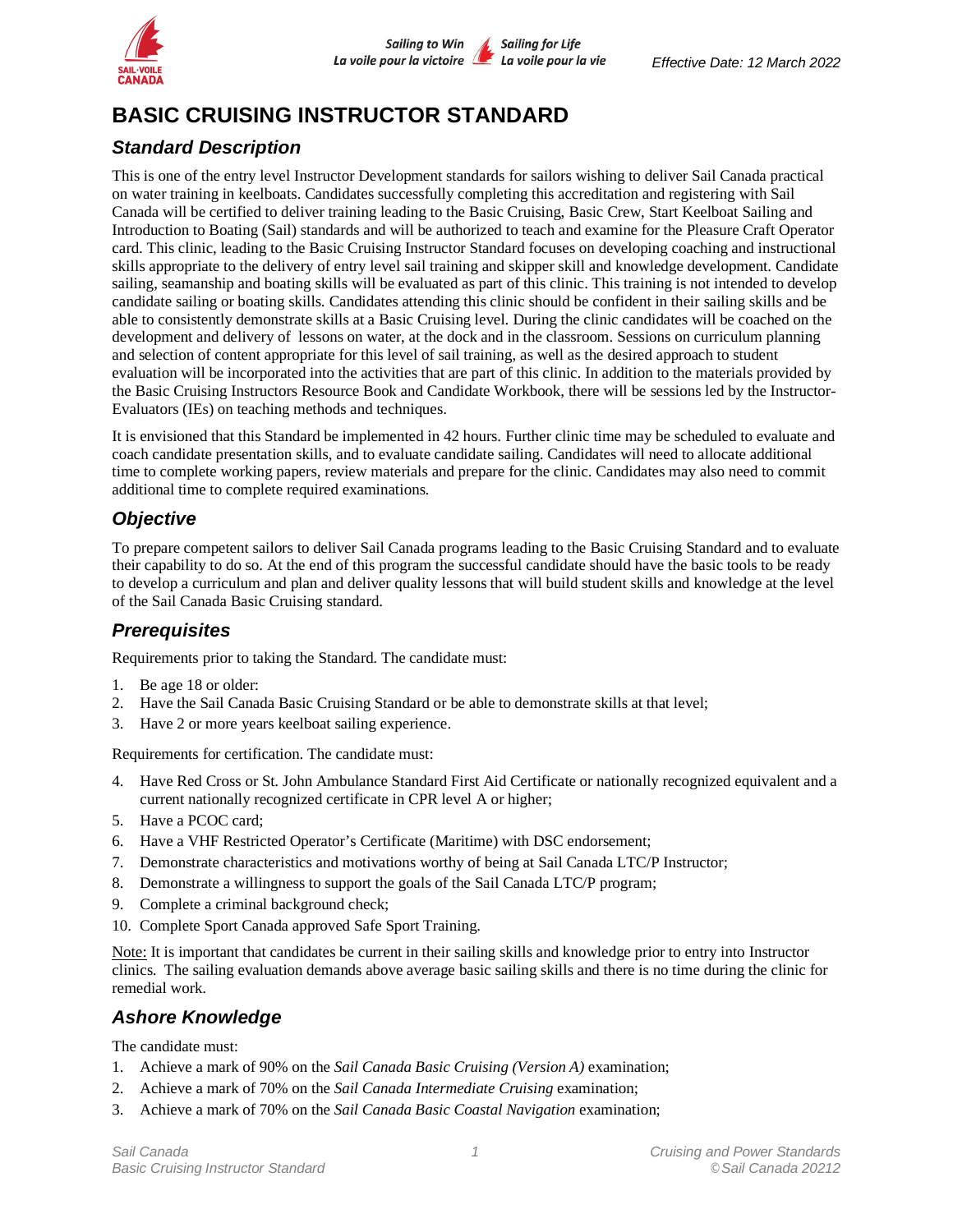# BASIC CRUISING INSTRUCTOR STANDARD

## Standard Description

This is one of the entry level Instructor Development standards for sailors wishing to deliver Sail Canada practical on water training in keelboats. Candidates successfully completing this accreditation and registering with Sail Canada will be certified to deliver training leading to the Basic Cruising, Basic Crew, Start Keelboat Sailing and Introduction to Boating (Sail) standards and will be authorized to teach and examine for the Pleasure Craft Operator card. This clinic, leading to the Basic Cruising Instructor Standard focuses on developing coaching and instructional skills appropriate to the delivery of entry level sail training and skipper skill and knowledge development. Candidate sailing, seamanship and boating skills will be evaluated as part of this clinic. This training is not intended to develop candidate sailing or boating skills. Candidates attending this clinic should be confident in their sailing skills and be able to consistently demonstrate skills at a Basic Cruising level. During the clinic candidates will be coached on the development and delivery of lessons on water, at the dock and in the classroom. Sessions on curriculum planning and selection of content appropriate for this level of sail training, as well as the desired approach to student evaluation will be incorporated into the activities that are part of this clinic. In addition to the materials provided by the Basic Cruising Instructors Resource Book and Candidate Workbook, there will be sessions led by the Instructor-Evaluators (IEs) on teaching methods and techniques.

It is envisioned that this Standard be implemented in 42 hours. Further clinic time may be scheduled to evaluate and coach candidate presentation skills, and to evaluate candidate sailing. Candidates will need to allocate additional time to complete working papers, review materials and prepare for the clinic. Candidates may also need to commit additional time to complete required examinations.

## Objective

To prepare competent sailors to deliver Sail Canada programs leading to the Basic Cruising Standard and to evaluate their capability to do so. At the end of this program the successful candidate should have the basic tools to be ready to develop a curriculum and plan and deliver quality lessons that will build student skills and knowledge at the level of the Sail Canada Basic Cruising standard.

## Prerequisites

Requirements prior to taking the Standard. The candidate must:

1. Be age 18 or older:
2. Have the Sail Canada Basic Cruising Standard or be able to demonstrate skills at that level;
3. Have 2 or more years keelboat sailing experience.

Requirements for certification. The candidate must:

4. Have Red Cross or St. John Ambulance Standard First Aid Certificate or nationally recognized equivalent and a current nationally recognized certificate in CPR level A or higher;
5. Have a PCOC card;
6. Have a VHF Restricted Operator's Certificate (Maritime) with DSC endorsement;
7. Demonstrate characteristics and motivations worthy of being at Sail Canada LTC/P Instructor;
8. Demonstrate a willingness to support the goals of the Sail Canada LTC/P program;
9. Complete a criminal background check;
10. Complete Sport Canada approved Safe Sport Training.

Note: It is important that candidates be current in their sailing skills and knowledge prior to entry into Instructor clinics. The sailing evaluation demands above average basic sailing skills and there is no time during the clinic for remedial work.

## Ashore Knowledge

The candidate must:

1. Achieve a mark of 90% on the *Sail Canada Basic Cruising (Version A)* examination;
2. Achieve a mark of 70% on the *Sail Canada Intermediate Cruising* examination;
3. Achieve a mark of 70% on the *Sail Canada Basic Coastal Navigation* examination;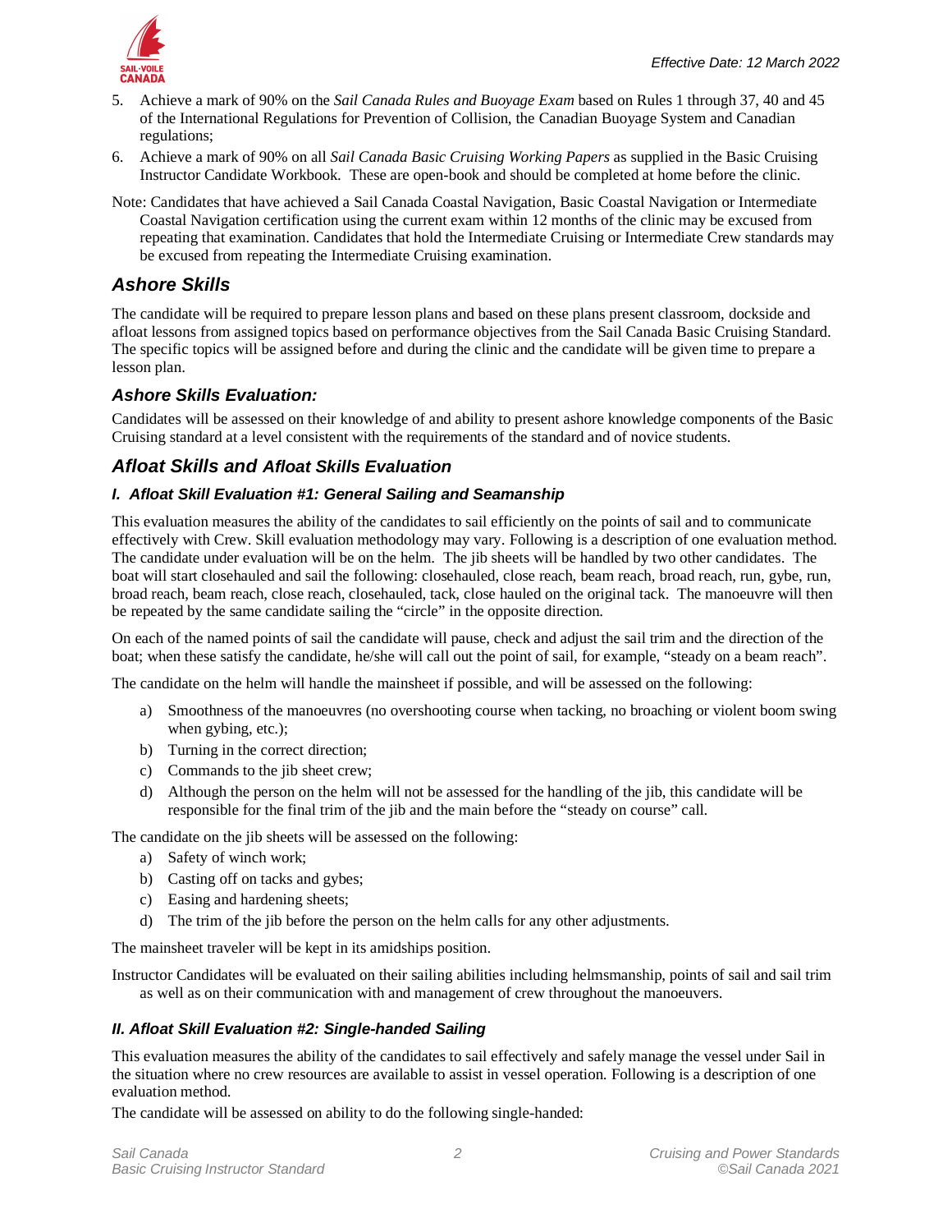5. Achieve a mark of 90% on the *Sail Canada Rules and Buoyage Exam* based on Rules 1 through 37, 40 and 45 of the International Regulations for Prevention of Collision, the Canadian Buoyage System and Canadian regulations;
6. Achieve a mark of 90% on all *Sail Canada Basic Cruising Working Papers* as supplied in the Basic Cruising Instructor Candidate Workbook. These are open-book and should be completed at home before the clinic.

Note: Candidates that have achieved a Sail Canada Coastal Navigation, Basic Coastal Navigation or Intermediate Coastal Navigation certification using the current exam within 12 months of the clinic may be excused from repeating that examination. Candidates that hold the Intermediate Cruising or Intermediate Crew standards may be excused from repeating the Intermediate Cruising examination.

## Ashore Skills

The candidate will be required to prepare lesson plans and based on these plans present classroom, dockside and afloat lessons from assigned topics based on performance objectives from the Sail Canada Basic Cruising Standard. The specific topics will be assigned before and during the clinic and the candidate will be given time to prepare a lesson plan.

### Ashore Skills Evaluation:

Candidates will be assessed on their knowledge of and ability to present ashore knowledge components of the Basic Cruising standard at a level consistent with the requirements of the standard and of novice students.

## Afloat Skills and Afloat Skills Evaluation

#### I. Afloat Skill Evaluation #1: General Sailing and Seamanship

This evaluation measures the ability of the candidates to sail efficiently on the points of sail and to communicate effectively with Crew. Skill evaluation methodology may vary. Following is a description of one evaluation method. The candidate under evaluation will be on the helm. The jib sheets will be handled by two other candidates. The boat will start closehauled and sail the following: closehauled, close reach, beam reach, broad reach, run, gybe, run, broad reach, beam reach, close reach, closehauled, tack, close hauled on the original tack. The manoeuvre will then be repeated by the same candidate sailing the "circle" in the opposite direction.

On each of the named points of sail the candidate will pause, check and adjust the sail trim and the direction of the boat; when these satisfy the candidate, he/she will call out the point of sail, for example, "steady on a beam reach".

The candidate on the helm will handle the mainsheet if possible, and will be assessed on the following:

a) Smoothness of the manoeuvres (no overshooting course when tacking, no broaching or violent boom swing when gybing, etc.);
b) Turning in the correct direction;
c) Commands to the jib sheet crew;
d) Although the person on the helm will not be assessed for the handling of the jib, this candidate will be responsible for the final trim of the jib and the main before the "steady on course" call.

The candidate on the jib sheets will be assessed on the following:

a) Safety of winch work;
b) Casting off on tacks and gybes;
c) Easing and hardening sheets;
d) The trim of the jib before the person on the helm calls for any other adjustments.

The mainsheet traveler will be kept in its amidships position.

Instructor Candidates will be evaluated on their sailing abilities including helmsmanship, points of sail and sail trim as well as on their communication with and management of crew throughout the manoeuvers.

#### II. Afloat Skill Evaluation #2: Single-handed Sailing

This evaluation measures the ability of the candidates to sail effectively and safely manage the vessel under Sail in the situation where no crew resources are available to assist in vessel operation. Following is a description of one evaluation method.

The candidate will be assessed on ability to do the following single-handed: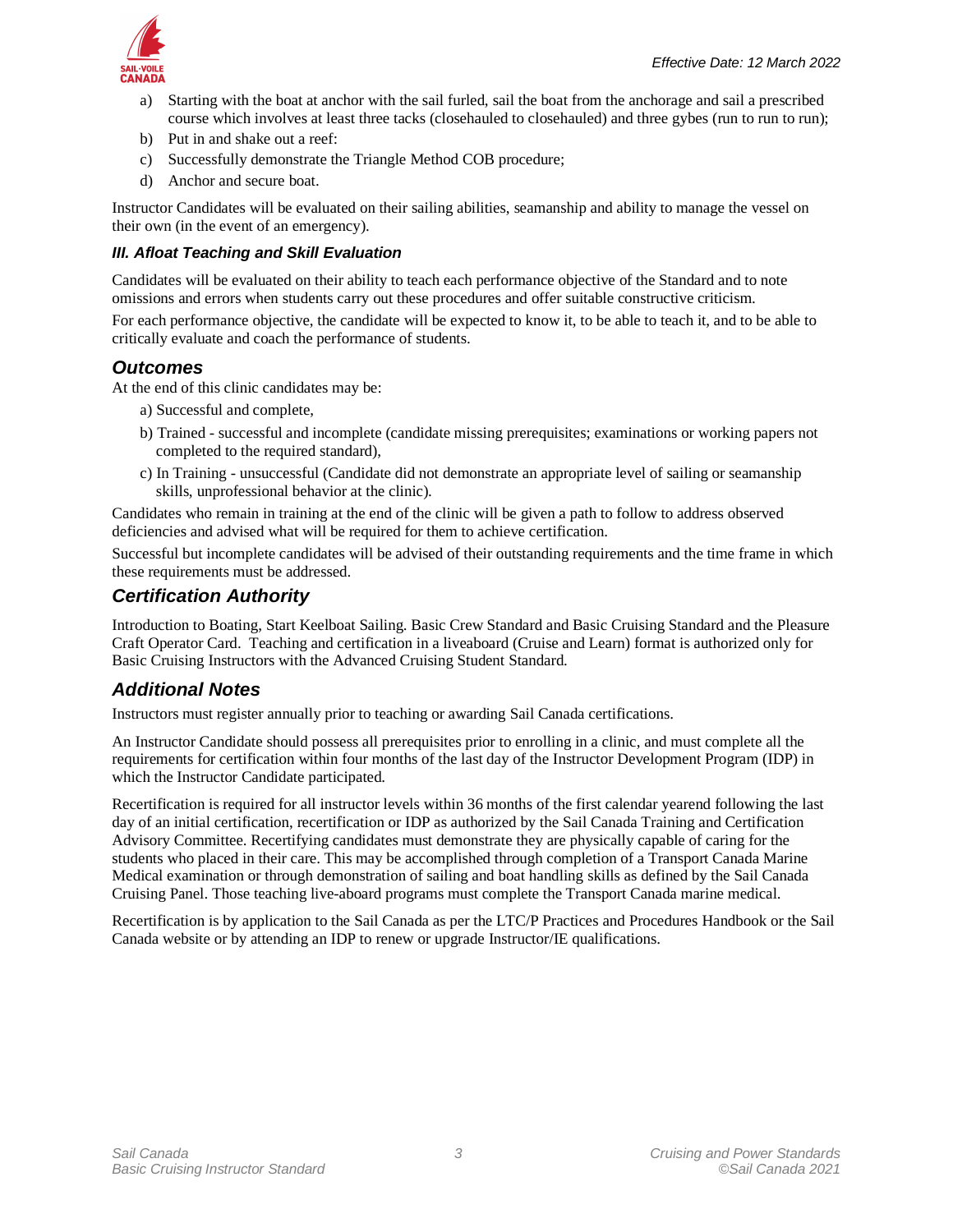a) Starting with the boat at anchor with the sail furled, sail the boat from the anchorage and sail a prescribed course which involves at least three tacks (closehauled to closehauled) and three gybes (run to run to run);
b) Put in and shake out a reef:
c) Successfully demonstrate the Triangle Method COB procedure;
d) Anchor and secure boat.

Instructor Candidates will be evaluated on their sailing abilities, seamanship and ability to manage the vessel on their own (in the event of an emergency).

#### *III. Afloat Teaching and Skill Evaluation*

Candidates will be evaluated on their ability to teach each performance objective of the Standard and to note omissions and errors when students carry out these procedures and offer suitable constructive criticism.

For each performance objective, the candidate will be expected to know it, to be able to teach it, and to be able to critically evaluate and coach the performance of students.

## *Outcomes*

At the end of this clinic candidates may be:

a) Successful and complete,
b) Trained - successful and incomplete (candidate missing prerequisites; examinations or working papers not completed to the required standard),
c) In Training - unsuccessful (Candidate did not demonstrate an appropriate level of sailing or seamanship skills, unprofessional behavior at the clinic).

Candidates who remain in training at the end of the clinic will be given a path to follow to address observed deficiencies and advised what will be required for them to achieve certification.

Successful but incomplete candidates will be advised of their outstanding requirements and the time frame in which these requirements must be addressed.

## *Certification Authority*

Introduction to Boating, Start Keelboat Sailing. Basic Crew Standard and Basic Cruising Standard and the Pleasure Craft Operator Card. Teaching and certification in a liveaboard (Cruise and Learn) format is authorized only for Basic Cruising Instructors with the Advanced Cruising Student Standard.

## *Additional Notes*

Instructors must register annually prior to teaching or awarding Sail Canada certifications.

An Instructor Candidate should possess all prerequisites prior to enrolling in a clinic, and must complete all the requirements for certification within four months of the last day of the Instructor Development Program (IDP) in which the Instructor Candidate participated.

Recertification is required for all instructor levels within 36 months of the first calendar yearend following the last day of an initial certification, recertification or IDP as authorized by the Sail Canada Training and Certification Advisory Committee. Recertifying candidates must demonstrate they are physically capable of caring for the students who placed in their care. This may be accomplished through completion of a Transport Canada Marine Medical examination or through demonstration of sailing and boat handling skills as defined by the Sail Canada Cruising Panel. Those teaching live-aboard programs must complete the Transport Canada marine medical.

Recertification is by application to the Sail Canada as per the LTC/P Practices and Procedures Handbook or the Sail Canada website or by attending an IDP to renew or upgrade Instructor/IE qualifications.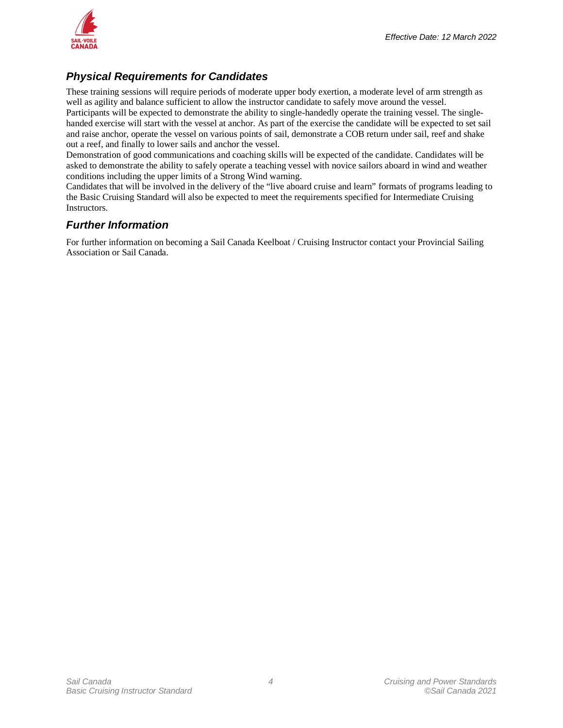## Physical Requirements for Candidates

These training sessions will require periods of moderate upper body exertion, a moderate level of arm strength as well as agility and balance sufficient to allow the instructor candidate to safely move around the vessel.
Participants will be expected to demonstrate the ability to single-handedly operate the training vessel. The single-handed exercise will start with the vessel at anchor. As part of the exercise the candidate will be expected to set sail and raise anchor, operate the vessel on various points of sail, demonstrate a COB return under sail, reef and shake out a reef, and finally to lower sails and anchor the vessel.
Demonstration of good communications and coaching skills will be expected of the candidate. Candidates will be asked to demonstrate the ability to safely operate a teaching vessel with novice sailors aboard in wind and weather conditions including the upper limits of a Strong Wind warning.
Candidates that will be involved in the delivery of the "live aboard cruise and learn" formats of programs leading to the Basic Cruising Standard will also be expected to meet the requirements specified for Intermediate Cruising Instructors.

## Further Information

For further information on becoming a Sail Canada Keelboat / Cruising Instructor contact your Provincial Sailing Association or Sail Canada.